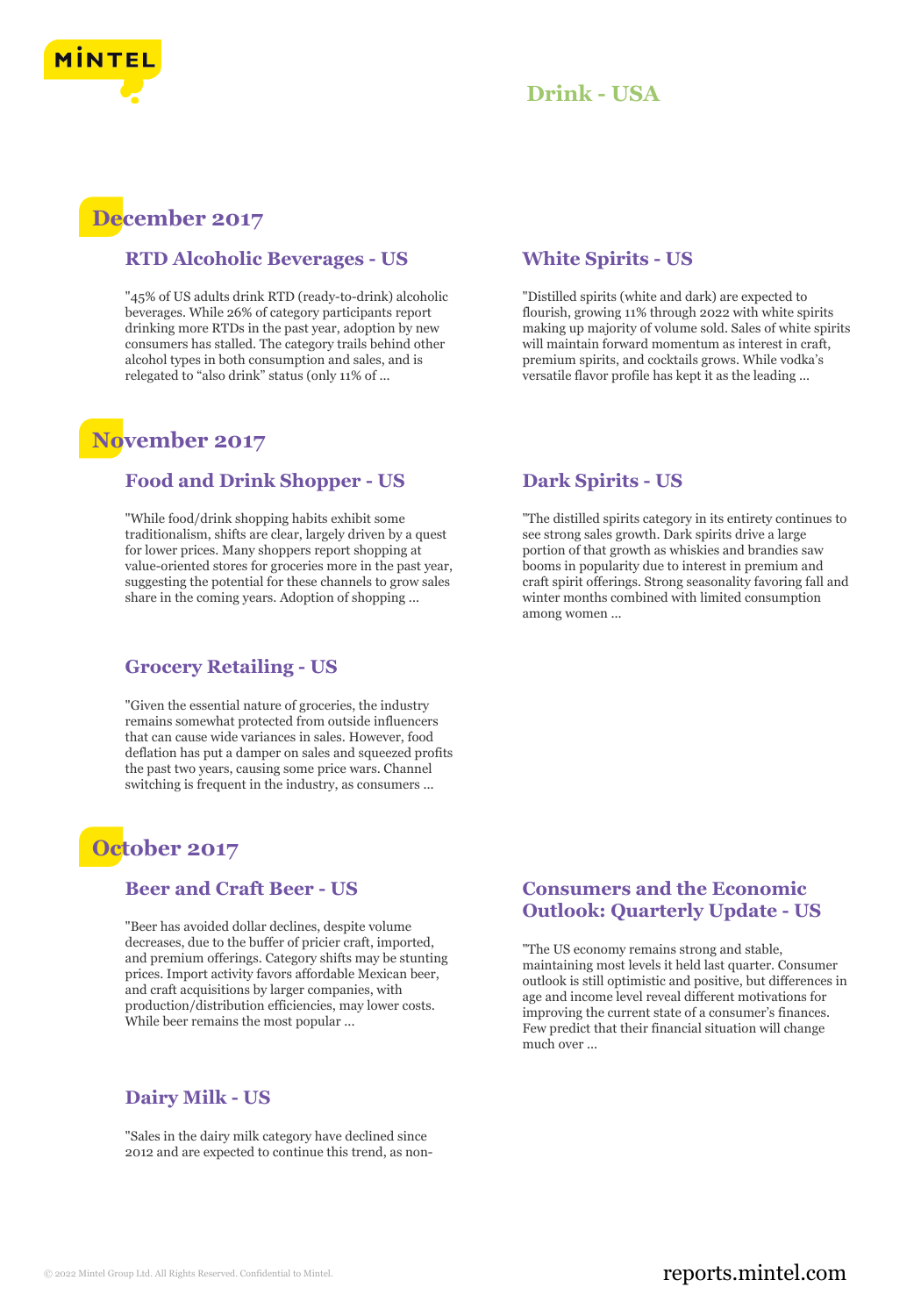# Drink - USA

## December 2017

### RTD Alcoholic Beverages - US

"45% of US adults drink RTD (ready-to-drink) alcoholic beverages. While 26% of category participants report drinking more RTDs in the past year, adoption by new consumers has stalled. The category trails behind other alcohol types in both consumption and sales, and is relegated to "also drink" status (only 11% of ...

### White Spirits - US

"Distilled spirits (white and dark) are expected to flourish, growing 11% through 2022 with white spirits making up majority of volume sold. Sales of white spirits will maintain forward momentum as interest in craft, premium spirits, and cocktails grows. While vodka's versatile flavor profile has kept it as the leading ...

## November 2017

### Food and Drink Shopper - US

"While food/drink shopping habits exhibit some traditionalism, shifts are clear, largely driven by a quest for lower prices. Many shoppers report shopping at value-oriented stores for groceries more in the past year, suggesting the potential for these channels to grow sales share in the coming years. Adoption of shopping ...

### Grocery Retailing - US

"Given the essential nature of groceries, the industry remains somewhat protected from outside influencers that can cause wide variances in sales. However, food deflation has put a damper on sales and squeezed profits the past two years, causing some price wars. Channel switching is frequent in the industry, as consumers ...

### Dark Spirits - US

"The distilled spirits category in its entirety continues to see strong sales growth. Dark spirits drive a large portion of that growth as whiskies and brandies saw booms in popularity due to interest in premium and craft spirit offerings. Strong seasonality favoring fall and winter months combined with limited consumption among women ...

## October 2017

### Beer and Craft Beer - US

"Beer has avoided dollar declines, despite volume decreases, due to the buffer of pricier craft, imported, and premium offerings. Category shifts may be stunting prices. Import activity favors affordable Mexican beer, and craft acquisitions by larger companies, with production/distribution efficiencies, may lower costs. While beer remains the most popular ...

### Dairy Milk - US

"Sales in the dairy milk category have declined since 2012 and are expected to continue this trend, as non-

### Consumers and the Economic Outlook: Quarterly Update - US

"The US economy remains strong and stable, maintaining most levels it held last quarter. Consumer outlook is still optimistic and positive, but differences in age and income level reveal different motivations for improving the current state of a consumer's finances. Few predict that their financial situation will change much over ...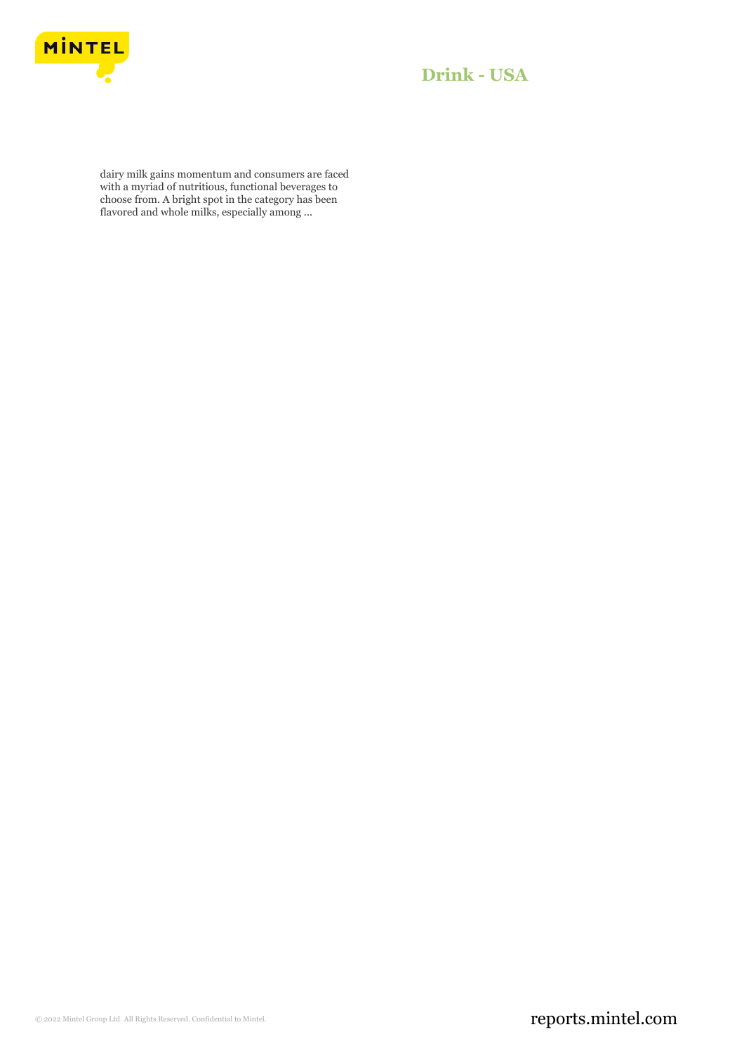dairy milk gains momentum and consumers are faced with a myriad of nutritious, functional beverages to choose from. A bright spot in the category has been flavored and whole milks, especially among ...